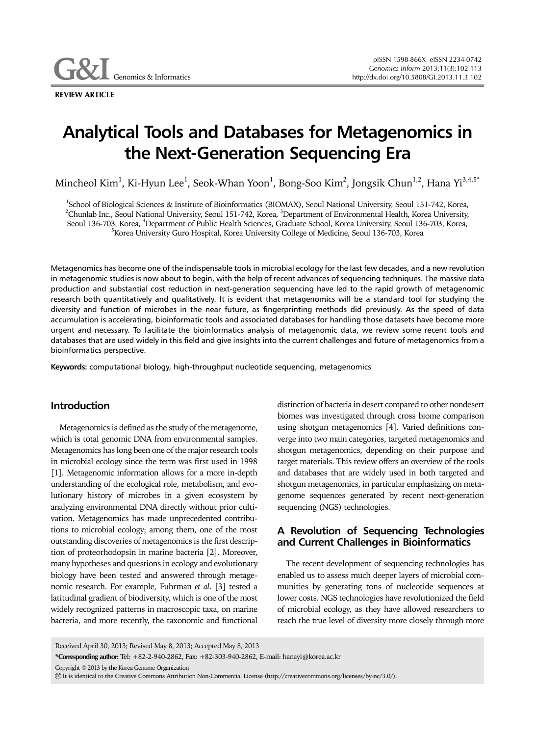**REVIEW ARTICLE**

# Analytical Tools and Databases for Metagenomics in the Next-Generation Sequencing Era

Mincheol Kim[1], Ki-Hyun Lee[1], Seok-Whan Yoon[1], Bong-Soo Kim[2], Jongsik Chun[1,2], Hana Yi[3,4,5*]

[1]School of Biological Sciences & Institute of Bioinformatics (BIOMAX), Seoul National University, Seoul 151-742, Korea, [2]Chunlab Inc., Seoul National University, Seoul 151-742, Korea, [3]Department of Environmental Health, Korea University, Seoul 136-703, Korea, [4]Department of Public Health Sciences, Graduate School, Korea University, Seoul 136-703, Korea, [5]Korea University Guro Hospital, Korea University College of Medicine, Seoul 136-703, Korea

Metagenomics has become one of the indispensable tools in microbial ecology for the last few decades, and a new revolution in metagenomic studies is now about to begin, with the help of recent advances of sequencing techniques. The massive data production and substantial cost reduction in next-generation sequencing have led to the rapid growth of metagenomic research both quantitatively and qualitatively. It is evident that metagenomics will be a standard tool for studying the diversity and function of microbes in the near future, as fingerprinting methods did previously. As the speed of data accumulation is accelerating, bioinformatic tools and associated databases for handling those datasets have become more urgent and necessary. To facilitate the bioinformatics analysis of metagenomic data, we review some recent tools and databases that are used widely in this field and give insights into the current challenges and future of metagenomics from a bioinformatics perspective.

**Keywords:** computational biology, high-throughput nucleotide sequencing, metagenomics

## Introduction

Metagenomics is defined as the study of the metagenome, which is total genomic DNA from environmental samples. Metagenomics has long been one of the major research tools in microbial ecology since the term was first used in 1998 [1]. Metagenomic information allows for a more in-depth understanding of the ecological role, metabolism, and evolutionary history of microbes in a given ecosystem by analyzing environmental DNA directly without prior cultivation. Metagenomics has made unprecedented contributions to microbial ecology; among them, one of the most outstanding discoveries of metagenomics is the first description of proteorhodopsin in marine bacteria [2]. Moreover, many hypotheses and questions in ecology and evolutionary biology have been tested and answered through metagenomic research. For example, Fuhrman *et al*. [3] tested a latitudinal gradient of biodiversity, which is one of the most widely recognized patterns in macroscopic taxa, on marine bacteria, and more recently, the taxonomic and functional distinction of bacteria in desert compared to other nondesert biomes was investigated through cross biome comparison using shotgun metagenomics [4]. Varied definitions converge into two main categories, targeted metagenomics and shotgun metagenomics, depending on their purpose and target materials. This review offers an overview of the tools and databases that are widely used in both targeted and shotgun metagenomics, in particular emphasizing on metagenome sequences generated by recent next-generation sequencing (NGS) technologies.

## A Revolution of Sequencing Technologies and Current Challenges in Bioinformatics

The recent development of sequencing technologies has enabled us to assess much deeper layers of microbial communities by generating tons of nucleotide sequences at lower costs. NGS technologies have revolutionized the field of microbial ecology, as they have allowed researchers to reach the true level of diversity more closely through more

Received April 30, 2013; Revised May 8, 2013; Accepted May 8, 2013

***Corresponding author:** Tel: +82-2-940-2862, Fax: +82-303-940-2862, E-mail: hanayi@korea.ac.kr

Copyright © 2013 by the Korea Genome Organization

It is identical to the Creative Commons Attribution Non-Commercial License (http://creativecommons.org/licenses/by-nc/3.0/).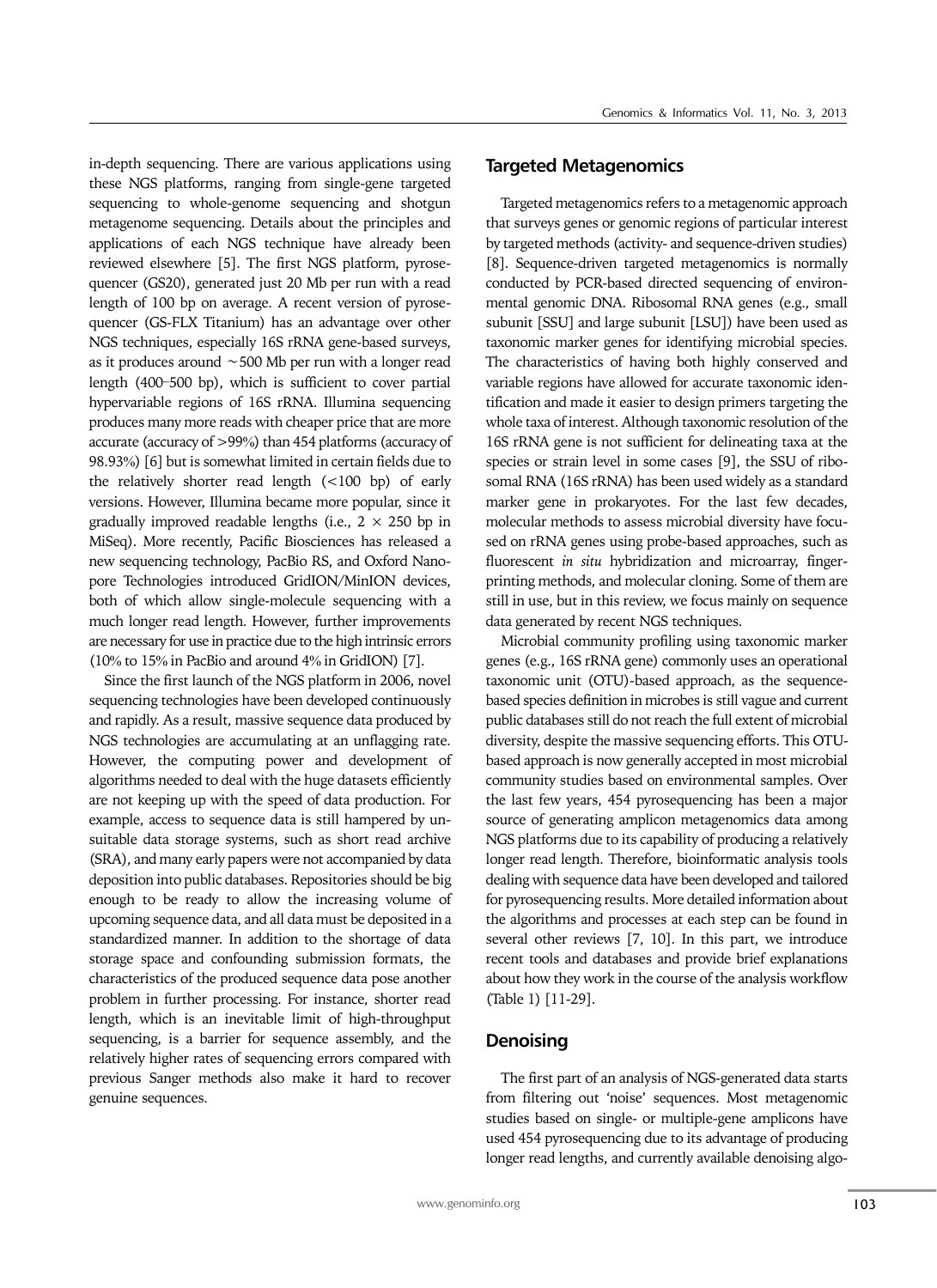in-depth sequencing. There are various applications using these NGS platforms, ranging from single-gene targeted sequencing to whole-genome sequencing and shotgun metagenome sequencing. Details about the principles and applications of each NGS technique have already been reviewed elsewhere [5]. The first NGS platform, pyrosequencer (GS20), generated just 20 Mb per run with a read length of 100 bp on average. A recent version of pyrosequencer (GS-FLX Titanium) has an advantage over other NGS techniques, especially 16S rRNA gene-based surveys, as it produces around ~500 Mb per run with a longer read length (400–500 bp), which is sufficient to cover partial hypervariable regions of 16S rRNA. Illumina sequencing produces many more reads with cheaper price that are more accurate (accuracy of >99%) than 454 platforms (accuracy of 98.93%) [6] but is somewhat limited in certain fields due to the relatively shorter read length (<100 bp) of early versions. However, Illumina became more popular, since it gradually improved readable lengths (i.e., 2 × 250 bp in MiSeq). More recently, Pacific Biosciences has released a new sequencing technology, PacBio RS, and Oxford Nanopore Technologies introduced GridION/MinION devices, both of which allow single-molecule sequencing with a much longer read length. However, further improvements are necessary for use in practice due to the high intrinsic errors (10% to 15% in PacBio and around 4% in GridION) [7].

Since the first launch of the NGS platform in 2006, novel sequencing technologies have been developed continuously and rapidly. As a result, massive sequence data produced by NGS technologies are accumulating at an unflagging rate. However, the computing power and development of algorithms needed to deal with the huge datasets efficiently are not keeping up with the speed of data production. For example, access to sequence data is still hampered by unsuitable data storage systems, such as short read archive (SRA), and many early papers were not accompanied by data deposition into public databases. Repositories should be big enough to be ready to allow the increasing volume of upcoming sequence data, and all data must be deposited in a standardized manner. In addition to the shortage of data storage space and confounding submission formats, the characteristics of the produced sequence data pose another problem in further processing. For instance, shorter read length, which is an inevitable limit of high-throughput sequencing, is a barrier for sequence assembly, and the relatively higher rates of sequencing errors compared with previous Sanger methods also make it hard to recover genuine sequences.

## Targeted Metagenomics

Targeted metagenomics refers to a metagenomic approach that surveys genes or genomic regions of particular interest by targeted methods (activity- and sequence-driven studies) [8]. Sequence-driven targeted metagenomics is normally conducted by PCR-based directed sequencing of environmental genomic DNA. Ribosomal RNA genes (e.g., small subunit [SSU] and large subunit [LSU]) have been used as taxonomic marker genes for identifying microbial species. The characteristics of having both highly conserved and variable regions have allowed for accurate taxonomic identification and made it easier to design primers targeting the whole taxa of interest. Although taxonomic resolution of the 16S rRNA gene is not sufficient for delineating taxa at the species or strain level in some cases [9], the SSU of ribosomal RNA (16S rRNA) has been used widely as a standard marker gene in prokaryotes. For the last few decades, molecular methods to assess microbial diversity have focused on rRNA genes using probe-based approaches, such as fluorescent *in situ* hybridization and microarray, fingerprinting methods, and molecular cloning. Some of them are still in use, but in this review, we focus mainly on sequence data generated by recent NGS techniques.

Microbial community profiling using taxonomic marker genes (e.g., 16S rRNA gene) commonly uses an operational taxonomic unit (OTU)-based approach, as the sequence-based species definition in microbes is still vague and current public databases still do not reach the full extent of microbial diversity, despite the massive sequencing efforts. This OTU-based approach is now generally accepted in most microbial community studies based on environmental samples. Over the last few years, 454 pyrosequencing has been a major source of generating amplicon metagenomics data among NGS platforms due to its capability of producing a relatively longer read length. Therefore, bioinformatic analysis tools dealing with sequence data have been developed and tailored for pyrosequencing results. More detailed information about the algorithms and processes at each step can be found in several other reviews [7, 10]. In this part, we introduce recent tools and databases and provide brief explanations about how they work in the course of the analysis workflow (Table 1) [11-29].

## Denoising

The first part of an analysis of NGS-generated data starts from filtering out 'noise' sequences. Most metagenomic studies based on single- or multiple-gene amplicons have used 454 pyrosequencing due to its advantage of producing longer read lengths, and currently available denoising algo-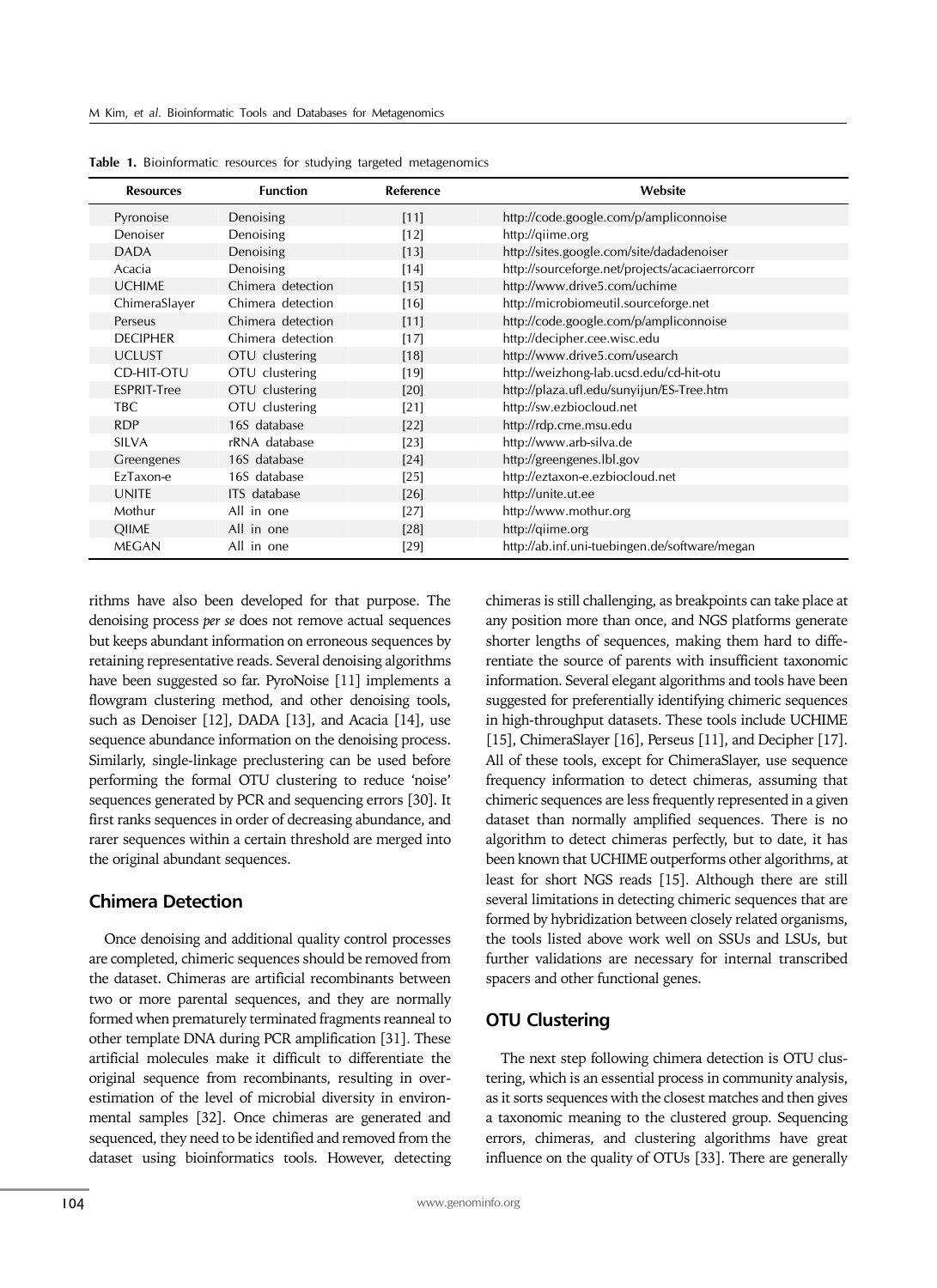**Table 1.** Bioinformatic resources for studying targeted metagenomics

| Resources | Function | Reference | Website |
|---|---|---|---|
| Pyronoise | Denoising | [11] | http://code.google.com/p/ampliconnoise |
| Denoiser | Denoising | [12] | http://qiime.org |
| DADA | Denoising | [13] | http://sites.google.com/site/dadadenoiser |
| Acacia | Denoising | [14] | http://sourceforge.net/projects/acaciaerrorcorr |
| UCHIME | Chimera detection | [15] | http://www.drive5.com/uchime |
| ChimeraSlayer | Chimera detection | [16] | http://microbiomeutil.sourceforge.net |
| Perseus | Chimera detection | [11] | http://code.google.com/p/ampliconnoise |
| DECIPHER | Chimera detection | [17] | http://decipher.cee.wisc.edu |
| UCLUST | OTU clustering | [18] | http://www.drive5.com/usearch |
| CD-HIT-OTU | OTU clustering | [19] | http://weizhong-lab.ucsd.edu/cd-hit-otu |
| ESPRIT-Tree | OTU clustering | [20] | http://plaza.ufl.edu/sunyijun/ES-Tree.htm |
| TBC | OTU clustering | [21] | http://sw.ezbiocloud.net |
| RDP | 16S database | [22] | http://rdp.cme.msu.edu |
| SILVA | rRNA database | [23] | http://www.arb-silva.de |
| Greengenes | 16S database | [24] | http://greengenes.lbl.gov |
| EzTaxon-e | 16S database | [25] | http://eztaxon-e.ezbiocloud.net |
| UNITE | ITS database | [26] | http://unite.ut.ee |
| Mothur | All in one | [27] | http://www.mothur.org |
| QIIME | All in one | [28] | http://qiime.org |
| MEGAN | All in one | [29] | http://ab.inf.uni-tuebingen.de/software/megan |

rithms have also been developed for that purpose. The denoising process *per se* does not remove actual sequences but keeps abundant information on erroneous sequences by retaining representative reads. Several denoising algorithms have been suggested so far. PyroNoise [11] implements a flowgram clustering method, and other denoising tools, such as Denoiser [12], DADA [13], and Acacia [14], use sequence abundance information on the denoising process. Similarly, single-linkage preclustering can be used before performing the formal OTU clustering to reduce 'noise' sequences generated by PCR and sequencing errors [30]. It first ranks sequences in order of decreasing abundance, and rarer sequences within a certain threshold are merged into the original abundant sequences.

## Chimera Detection

Once denoising and additional quality control processes are completed, chimeric sequences should be removed from the dataset. Chimeras are artificial recombinants between two or more parental sequences, and they are normally formed when prematurely terminated fragments reanneal to other template DNA during PCR amplification [31]. These artificial molecules make it difficult to differentiate the original sequence from recombinants, resulting in overestimation of the level of microbial diversity in environmental samples [32]. Once chimeras are generated and sequenced, they need to be identified and removed from the dataset using bioinformatics tools. However, detecting chimeras is still challenging, as breakpoints can take place at any position more than once, and NGS platforms generate shorter lengths of sequences, making them hard to differentiate the source of parents with insufficient taxonomic information. Several elegant algorithms and tools have been suggested for preferentially identifying chimeric sequences in high-throughput datasets. These tools include UCHIME [15], ChimeraSlayer [16], Perseus [11], and Decipher [17]. All of these tools, except for ChimeraSlayer, use sequence frequency information to detect chimeras, assuming that chimeric sequences are less frequently represented in a given dataset than normally amplified sequences. There is no algorithm to detect chimeras perfectly, but to date, it has been known that UCHIME outperforms other algorithms, at least for short NGS reads [15]. Although there are still several limitations in detecting chimeric sequences that are formed by hybridization between closely related organisms, the tools listed above work well on SSUs and LSUs, but further validations are necessary for internal transcribed spacers and other functional genes.

## OTU Clustering

The next step following chimera detection is OTU clustering, which is an essential process in community analysis, as it sorts sequences with the closest matches and then gives a taxonomic meaning to the clustered group. Sequencing errors, chimeras, and clustering algorithms have great influence on the quality of OTUs [33]. There are generally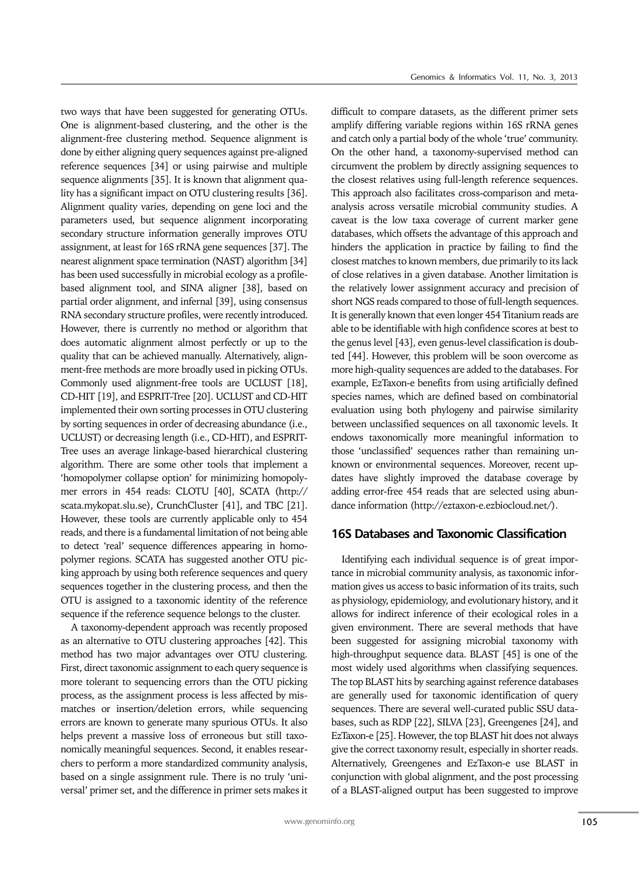two ways that have been suggested for generating OTUs. One is alignment-based clustering, and the other is the alignment-free clustering method. Sequence alignment is done by either aligning query sequences against pre-aligned reference sequences [34] or using pairwise and multiple sequence alignments [35]. It is known that alignment quality has a significant impact on OTU clustering results [36]. Alignment quality varies, depending on gene loci and the parameters used, but sequence alignment incorporating secondary structure information generally improves OTU assignment, at least for 16S rRNA gene sequences [37]. The nearest alignment space termination (NAST) algorithm [34] has been used successfully in microbial ecology as a profile-based alignment tool, and SINA aligner [38], based on partial order alignment, and infernal [39], using consensus RNA secondary structure profiles, were recently introduced. However, there is currently no method or algorithm that does automatic alignment almost perfectly or up to the quality that can be achieved manually. Alternatively, alignment-free methods are more broadly used in picking OTUs. Commonly used alignment-free tools are UCLUST [18], CD-HIT [19], and ESPRIT-Tree [20]. UCLUST and CD-HIT implemented their own sorting processes in OTU clustering by sorting sequences in order of decreasing abundance (i.e., UCLUST) or decreasing length (i.e., CD-HIT), and ESPRIT-Tree uses an average linkage-based hierarchical clustering algorithm. There are some other tools that implement a 'homopolymer collapse option' for minimizing homopolymer errors in 454 reads: CLOTU [40], SCATA (http://scata.mykopat.slu.se), CrunchCluster [41], and TBC [21]. However, these tools are currently applicable only to 454 reads, and there is a fundamental limitation of not being able to detect 'real' sequence differences appearing in homopolymer regions. SCATA has suggested another OTU picking approach by using both reference sequences and query sequences together in the clustering process, and then the OTU is assigned to a taxonomic identity of the reference sequence if the reference sequence belongs to the cluster.

A taxonomy-dependent approach was recently proposed as an alternative to OTU clustering approaches [42]. This method has two major advantages over OTU clustering. First, direct taxonomic assignment to each query sequence is more tolerant to sequencing errors than the OTU picking process, as the assignment process is less affected by mismatches or insertion/deletion errors, while sequencing errors are known to generate many spurious OTUs. It also helps prevent a massive loss of erroneous but still taxonomically meaningful sequences. Second, it enables researchers to perform a more standardized community analysis, based on a single assignment rule. There is no truly 'universal' primer set, and the difference in primer sets makes it difficult to compare datasets, as the different primer sets amplify differing variable regions within 16S rRNA genes and catch only a partial body of the whole 'true' community. On the other hand, a taxonomy-supervised method can circumvent the problem by directly assigning sequences to the closest relatives using full-length reference sequences. This approach also facilitates cross-comparison and meta-analysis across versatile microbial community studies. A caveat is the low taxa coverage of current marker gene databases, which offsets the advantage of this approach and hinders the application in practice by failing to find the closest matches to known members, due primarily to its lack of close relatives in a given database. Another limitation is the relatively lower assignment accuracy and precision of short NGS reads compared to those of full-length sequences. It is generally known that even longer 454 Titanium reads are able to be identifiable with high confidence scores at best to the genus level [43], even genus-level classification is doubted [44]. However, this problem will be soon overcome as more high-quality sequences are added to the databases. For example, EzTaxon-e benefits from using artificially defined species names, which are defined based on combinatorial evaluation using both phylogeny and pairwise similarity between unclassified sequences on all taxonomic levels. It endows taxonomically more meaningful information to those 'unclassified' sequences rather than remaining unknown or environmental sequences. Moreover, recent updates have slightly improved the database coverage by adding error-free 454 reads that are selected using abundance information (http://eztaxon-e.ezbiocloud.net/).

## 16S Databases and Taxonomic Classification

Identifying each individual sequence is of great importance in microbial community analysis, as taxonomic information gives us access to basic information of its traits, such as physiology, epidemiology, and evolutionary history, and it allows for indirect inference of their ecological roles in a given environment. There are several methods that have been suggested for assigning microbial taxonomy with high-throughput sequence data. BLAST [45] is one of the most widely used algorithms when classifying sequences. The top BLAST hits by searching against reference databases are generally used for taxonomic identification of query sequences. There are several well-curated public SSU databases, such as RDP [22], SILVA [23], Greengenes [24], and EzTaxon-e [25]. However, the top BLAST hit does not always give the correct taxonomy result, especially in shorter reads. Alternatively, Greengenes and EzTaxon-e use BLAST in conjunction with global alignment, and the post processing of a BLAST-aligned output has been suggested to improve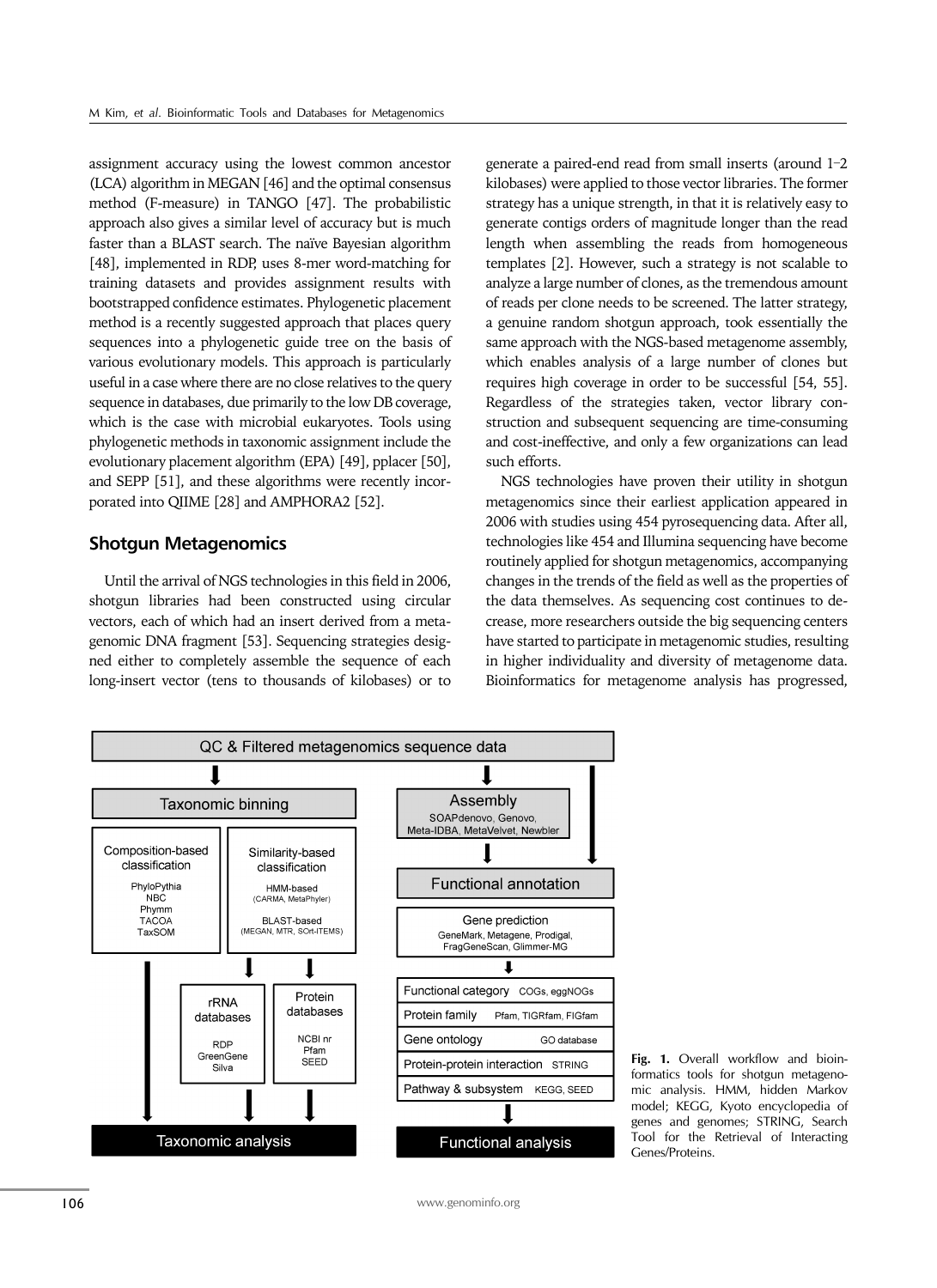assignment accuracy using the lowest common ancestor (LCA) algorithm in MEGAN [46] and the optimal consensus method (F-measure) in TANGO [47]. The probabilistic approach also gives a similar level of accuracy but is much faster than a BLAST search. The naïve Bayesian algorithm [48], implemented in RDP, uses 8-mer word-matching for training datasets and provides assignment results with bootstrapped confidence estimates. Phylogenetic placement method is a recently suggested approach that places query sequences into a phylogenetic guide tree on the basis of various evolutionary models. This approach is particularly useful in a case where there are no close relatives to the query sequence in databases, due primarily to the low DB coverage, which is the case with microbial eukaryotes. Tools using phylogenetic methods in taxonomic assignment include the evolutionary placement algorithm (EPA) [49], pplacer [50], and SEPP [51], and these algorithms were recently incorporated into QIIME [28] and AMPHORA2 [52].

## Shotgun Metagenomics

Until the arrival of NGS technologies in this field in 2006, shotgun libraries had been constructed using circular vectors, each of which had an insert derived from a metagenomic DNA fragment [53]. Sequencing strategies designed either to completely assemble the sequence of each long-insert vector (tens to thousands of kilobases) or to generate a paired-end read from small inserts (around 1–2 kilobases) were applied to those vector libraries. The former strategy has a unique strength, in that it is relatively easy to generate contigs orders of magnitude longer than the read length when assembling the reads from homogeneous templates [2]. However, such a strategy is not scalable to analyze a large number of clones, as the tremendous amount of reads per clone needs to be screened. The latter strategy, a genuine random shotgun approach, took essentially the same approach with the NGS-based metagenome assembly, which enables analysis of a large number of clones but requires high coverage in order to be successful [54, 55]. Regardless of the strategies taken, vector library construction and subsequent sequencing are time-consuming and cost-ineffective, and only a few organizations can lead such efforts.

NGS technologies have proven their utility in shotgun metagenomics since their earliest application appeared in 2006 with studies using 454 pyrosequencing data. After all, technologies like 454 and Illumina sequencing have become routinely applied for shotgun metagenomics, accompanying changes in the trends of the field as well as the properties of the data themselves. As sequencing cost continues to decrease, more researchers outside the big sequencing centers have started to participate in metagenomic studies, resulting in higher individuality and diversity of metagenome data. Bioinformatics for metagenome analysis has progressed,

**Fig. 1.** Overall workflow and bioinformatics tools for shotgun metagenomic analysis. HMM, hidden Markov model; KEGG, Kyoto encyclopedia of genes and genomes; STRING, Search Tool for the Retrieval of Interacting Genes/Proteins.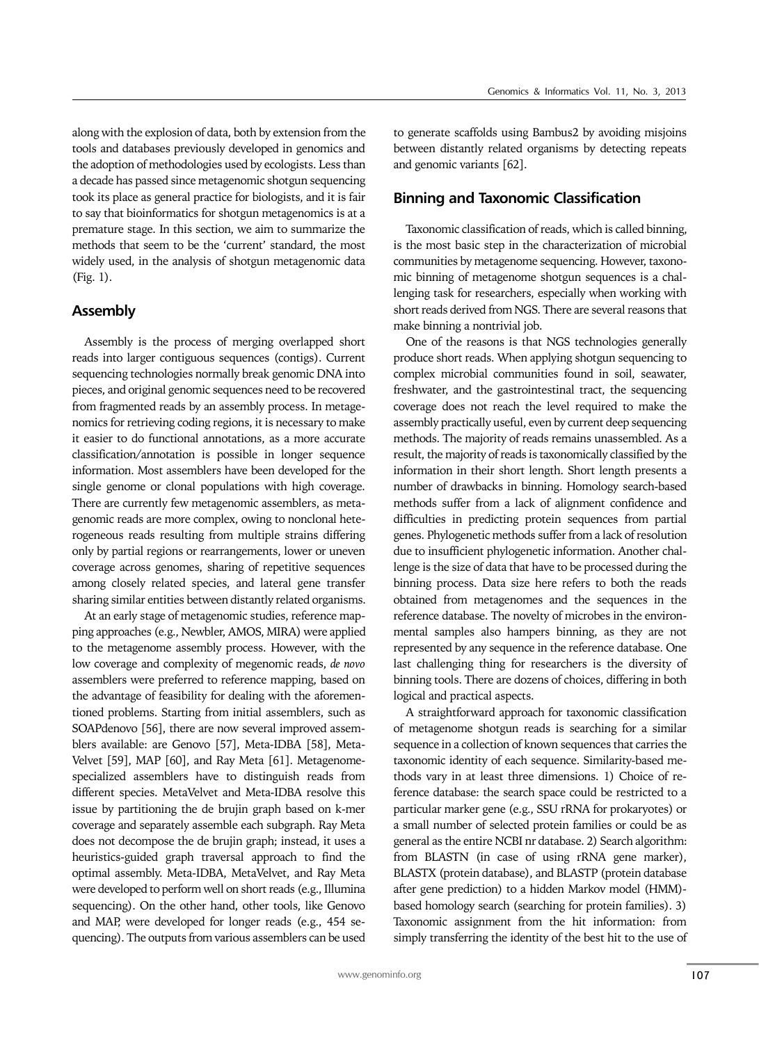along with the explosion of data, both by extension from the tools and databases previously developed in genomics and the adoption of methodologies used by ecologists. Less than a decade has passed since metagenomic shotgun sequencing took its place as general practice for biologists, and it is fair to say that bioinformatics for shotgun metagenomics is at a premature stage. In this section, we aim to summarize the methods that seem to be the 'current' standard, the most widely used, in the analysis of shotgun metagenomic data (Fig. 1).

## Assembly

Assembly is the process of merging overlapped short reads into larger contiguous sequences (contigs). Current sequencing technologies normally break genomic DNA into pieces, and original genomic sequences need to be recovered from fragmented reads by an assembly process. In metagenomics for retrieving coding regions, it is necessary to make it easier to do functional annotations, as a more accurate classification/annotation is possible in longer sequence information. Most assemblers have been developed for the single genome or clonal populations with high coverage. There are currently few metagenomic assemblers, as metagenomic reads are more complex, owing to nonclonal heterogeneous reads resulting from multiple strains differing only by partial regions or rearrangements, lower or uneven coverage across genomes, sharing of repetitive sequences among closely related species, and lateral gene transfer sharing similar entities between distantly related organisms.

At an early stage of metagenomic studies, reference mapping approaches (e.g., Newbler, AMOS, MIRA) were applied to the metagenome assembly process. However, with the low coverage and complexity of megenomic reads, *de novo* assemblers were preferred to reference mapping, based on the advantage of feasibility for dealing with the aforementioned problems. Starting from initial assemblers, such as SOAPdenovo [56], there are now several improved assemblers available: are Genovo [57], Meta-IDBA [58], MetaVelvet [59], MAP [60], and Ray Meta [61]. Metagenome-specialized assemblers have to distinguish reads from different species. MetaVelvet and Meta-IDBA resolve this issue by partitioning the de brujin graph based on k-mer coverage and separately assemble each subgraph. Ray Meta does not decompose the de brujin graph; instead, it uses a heuristics-guided graph traversal approach to find the optimal assembly. Meta-IDBA, MetaVelvet, and Ray Meta were developed to perform well on short reads (e.g., Illumina sequencing). On the other hand, other tools, like Genovo and MAP, were developed for longer reads (e.g., 454 sequencing). The outputs from various assemblers can be used to generate scaffolds using Bambus2 by avoiding misjoins between distantly related organisms by detecting repeats and genomic variants [62].

## Binning and Taxonomic Classification

Taxonomic classification of reads, which is called binning, is the most basic step in the characterization of microbial communities by metagenome sequencing. However, taxonomic binning of metagenome shotgun sequences is a challenging task for researchers, especially when working with short reads derived from NGS. There are several reasons that make binning a nontrivial job.

One of the reasons is that NGS technologies generally produce short reads. When applying shotgun sequencing to complex microbial communities found in soil, seawater, freshwater, and the gastrointestinal tract, the sequencing coverage does not reach the level required to make the assembly practically useful, even by current deep sequencing methods. The majority of reads remains unassembled. As a result, the majority of reads is taxonomically classified by the information in their short length. Short length presents a number of drawbacks in binning. Homology search-based methods suffer from a lack of alignment confidence and difficulties in predicting protein sequences from partial genes. Phylogenetic methods suffer from a lack of resolution due to insufficient phylogenetic information. Another challenge is the size of data that have to be processed during the binning process. Data size here refers to both the reads obtained from metagenomes and the sequences in the reference database. The novelty of microbes in the environmental samples also hampers binning, as they are not represented by any sequence in the reference database. One last challenging thing for researchers is the diversity of binning tools. There are dozens of choices, differing in both logical and practical aspects.

A straightforward approach for taxonomic classification of metagenome shotgun reads is searching for a similar sequence in a collection of known sequences that carries the taxonomic identity of each sequence. Similarity-based methods vary in at least three dimensions. 1) Choice of reference database: the search space could be restricted to a particular marker gene (e.g., SSU rRNA for prokaryotes) or a small number of selected protein families or could be as general as the entire NCBI nr database. 2) Search algorithm: from BLASTN (in case of using rRNA gene marker), BLASTX (protein database), and BLASTP (protein database after gene prediction) to a hidden Markov model (HMM)-based homology search (searching for protein families). 3) Taxonomic assignment from the hit information: from simply transferring the identity of the best hit to the use of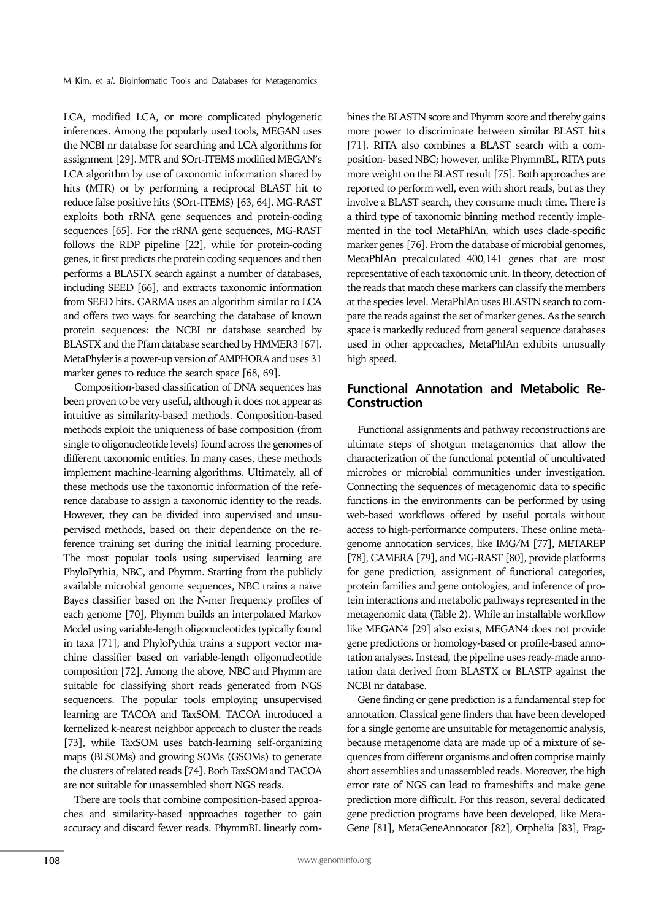LCA, modified LCA, or more complicated phylogenetic inferences. Among the popularly used tools, MEGAN uses the NCBI nr database for searching and LCA algorithms for assignment [29]. MTR and SOrt-ITEMS modified MEGAN's LCA algorithm by use of taxonomic information shared by hits (MTR) or by performing a reciprocal BLAST hit to reduce false positive hits (SOrt-ITEMS) [63, 64]. MG-RAST exploits both rRNA gene sequences and protein-coding sequences [65]. For the rRNA gene sequences, MG-RAST follows the RDP pipeline [22], while for protein-coding genes, it first predicts the protein coding sequences and then performs a BLASTX search against a number of databases, including SEED [66], and extracts taxonomic information from SEED hits. CARMA uses an algorithm similar to LCA and offers two ways for searching the database of known protein sequences: the NCBI nr database searched by BLASTX and the Pfam database searched by HMMER3 [67]. MetaPhyler is a power-up version of AMPHORA and uses 31 marker genes to reduce the search space [68, 69].

Composition-based classification of DNA sequences has been proven to be very useful, although it does not appear as intuitive as similarity-based methods. Composition-based methods exploit the uniqueness of base composition (from single to oligonucleotide levels) found across the genomes of different taxonomic entities. In many cases, these methods implement machine-learning algorithms. Ultimately, all of these methods use the taxonomic information of the reference database to assign a taxonomic identity to the reads. However, they can be divided into supervised and unsupervised methods, based on their dependence on the reference training set during the initial learning procedure. The most popular tools using supervised learning are PhyloPythia, NBC, and Phymm. Starting from the publicly available microbial genome sequences, NBC trains a naïve Bayes classifier based on the N-mer frequency profiles of each genome [70], Phymm builds an interpolated Markov Model using variable-length oligonucleotides typically found in taxa [71], and PhyloPythia trains a support vector machine classifier based on variable-length oligonucleotide composition [72]. Among the above, NBC and Phymm are suitable for classifying short reads generated from NGS sequencers. The popular tools employing unsupervised learning are TACOA and TaxSOM. TACOA introduced a kernelized k-nearest neighbor approach to cluster the reads [73], while TaxSOM uses batch-learning self-organizing maps (BLSOMs) and growing SOMs (GSOMs) to generate the clusters of related reads [74]. Both TaxSOM and TACOA are not suitable for unassembled short NGS reads.

There are tools that combine composition-based approaches and similarity-based approaches together to gain accuracy and discard fewer reads. PhymmBL linearly combines the BLASTN score and Phymm score and thereby gains more power to discriminate between similar BLAST hits [71]. RITA also combines a BLAST search with a composition- based NBC; however, unlike PhymmBL, RITA puts more weight on the BLAST result [75]. Both approaches are reported to perform well, even with short reads, but as they involve a BLAST search, they consume much time. There is a third type of taxonomic binning method recently implemented in the tool MetaPhlAn, which uses clade-specific marker genes [76]. From the database of microbial genomes, MetaPhlAn precalculated 400,141 genes that are most representative of each taxonomic unit. In theory, detection of the reads that match these markers can classify the members at the species level. MetaPhlAn uses BLASTN search to compare the reads against the set of marker genes. As the search space is markedly reduced from general sequence databases used in other approaches, MetaPhlAn exhibits unusually high speed.

## Functional Annotation and Metabolic Re-Construction

Functional assignments and pathway reconstructions are ultimate steps of shotgun metagenomics that allow the characterization of the functional potential of uncultivated microbes or microbial communities under investigation. Connecting the sequences of metagenomic data to specific functions in the environments can be performed by using web-based workflows offered by useful portals without access to high-performance computers. These online metagenome annotation services, like IMG/M [77], METAREP [78], CAMERA [79], and MG-RAST [80], provide platforms for gene prediction, assignment of functional categories, protein families and gene ontologies, and inference of protein interactions and metabolic pathways represented in the metagenomic data (Table 2). While an installable workflow like MEGAN4 [29] also exists, MEGAN4 does not provide gene predictions or homology-based or profile-based annotation analyses. Instead, the pipeline uses ready-made annotation data derived from BLASTX or BLASTP against the NCBI nr database.

Gene finding or gene prediction is a fundamental step for annotation. Classical gene finders that have been developed for a single genome are unsuitable for metagenomic analysis, because metagenome data are made up of a mixture of sequences from different organisms and often comprise mainly short assemblies and unassembled reads. Moreover, the high error rate of NGS can lead to frameshifts and make gene prediction more difficult. For this reason, several dedicated gene prediction programs have been developed, like MetaGene [81], MetaGeneAnnotator [82], Orphelia [83], Frag-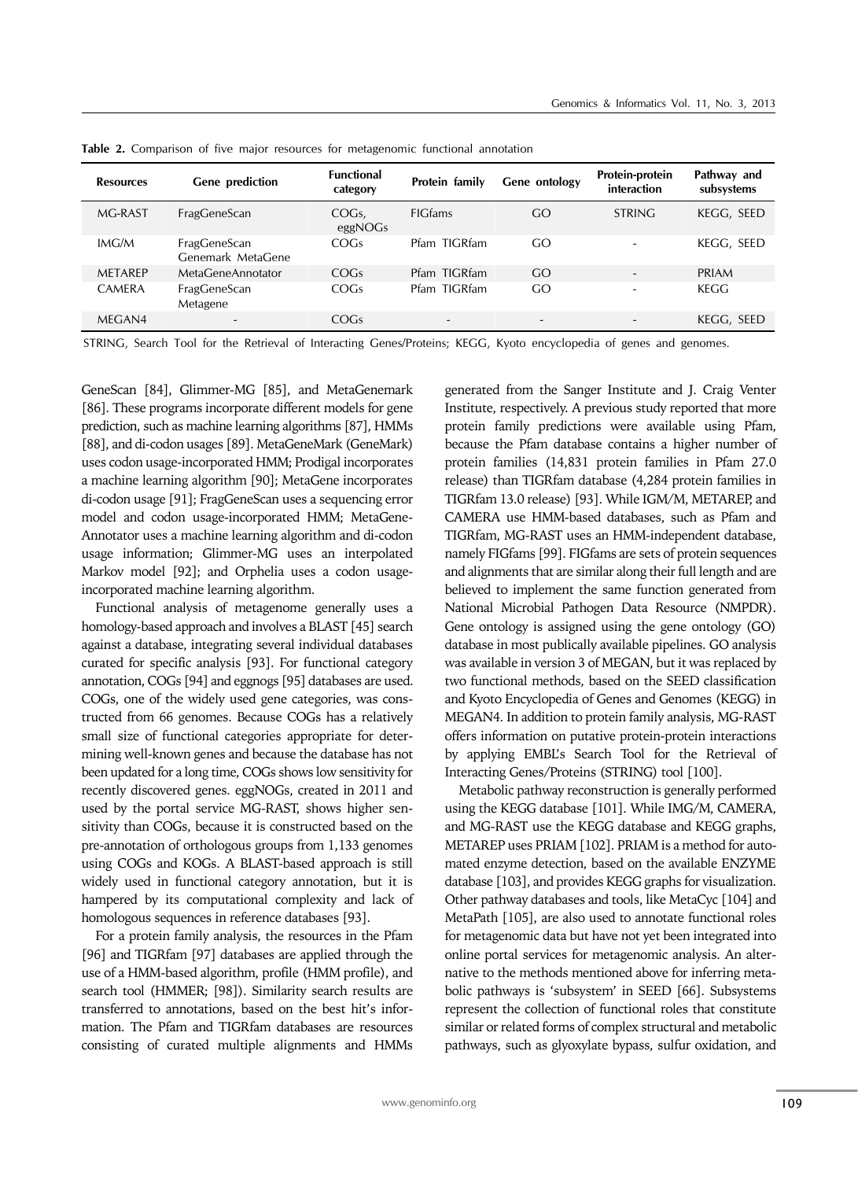**Table 2.** Comparison of five major resources for metagenomic functional annotation

| Resources | Gene prediction | Functional category | Protein family | Gene ontology | Protein-protein interaction | Pathway and subsystems |
|---|---|---|---|---|---|---|
| MG-RAST | FragGeneScan | COGs, eggNOGs | FIGfams | GO | STRING | KEGG, SEED |
| IMG/M | FragGeneScan Genemark MetaGene | COGs | Pfam TIGRfam | GO | - | KEGG, SEED |
| METAREP | MetaGeneAnnotator | COGs | Pfam TIGRfam | GO | - | PRIAM |
| CAMERA | FragGeneScan Metagene | COGs | Pfam TIGRfam | GO | - | KEGG |
| MEGAN4 | - | COGs | - | - | - | KEGG, SEED |

STRING, Search Tool for the Retrieval of Interacting Genes/Proteins; KEGG, Kyoto encyclopedia of genes and genomes.

GeneScan [84], Glimmer-MG [85], and MetaGenemark [86]. These programs incorporate different models for gene prediction, such as machine learning algorithms [87], HMMs [88], and di-codon usages [89]. MetaGeneMark (GeneMark) uses codon usage-incorporated HMM; Prodigal incorporates a machine learning algorithm [90]; MetaGene incorporates di-codon usage [91]; FragGeneScan uses a sequencing error model and codon usage-incorporated HMM; MetaGene-Annotator uses a machine learning algorithm and di-codon usage information; Glimmer-MG uses an interpolated Markov model [92]; and Orphelia uses a codon usage-incorporated machine learning algorithm.

Functional analysis of metagenome generally uses a homology-based approach and involves a BLAST [45] search against a database, integrating several individual databases curated for specific analysis [93]. For functional category annotation, COGs [94] and eggnogs [95] databases are used. COGs, one of the widely used gene categories, was constructed from 66 genomes. Because COGs has a relatively small size of functional categories appropriate for determining well-known genes and because the database has not been updated for a long time, COGs shows low sensitivity for recently discovered genes. eggNOGs, created in 2011 and used by the portal service MG-RAST, shows higher sensitivity than COGs, because it is constructed based on the pre-annotation of orthologous groups from 1,133 genomes using COGs and KOGs. A BLAST-based approach is still widely used in functional category annotation, but it is hampered by its computational complexity and lack of homologous sequences in reference databases [93].

For a protein family analysis, the resources in the Pfam [96] and TIGRfam [97] databases are applied through the use of a HMM-based algorithm, profile (HMM profile), and search tool (HMMER; [98]). Similarity search results are transferred to annotations, based on the best hit's information. The Pfam and TIGRfam databases are resources consisting of curated multiple alignments and HMMs generated from the Sanger Institute and J. Craig Venter Institute, respectively. A previous study reported that more protein family predictions were available using Pfam, because the Pfam database contains a higher number of protein families (14,831 protein families in Pfam 27.0 release) than TIGRfam database (4,284 protein families in TIGRfam 13.0 release) [93]. While IGM/M, METAREP, and CAMERA use HMM-based databases, such as Pfam and TIGRfam, MG-RAST uses an HMM-independent database, namely FIGfams [99]. FIGfams are sets of protein sequences and alignments that are similar along their full length and are believed to implement the same function generated from National Microbial Pathogen Data Resource (NMPDR). Gene ontology is assigned using the gene ontology (GO) database in most publically available pipelines. GO analysis was available in version 3 of MEGAN, but it was replaced by two functional methods, based on the SEED classification and Kyoto Encyclopedia of Genes and Genomes (KEGG) in MEGAN4. In addition to protein family analysis, MG-RAST offers information on putative protein-protein interactions by applying EMBL's Search Tool for the Retrieval of Interacting Genes/Proteins (STRING) tool [100].

Metabolic pathway reconstruction is generally performed using the KEGG database [101]. While IMG/M, CAMERA, and MG-RAST use the KEGG database and KEGG graphs, METAREP uses PRIAM [102]. PRIAM is a method for automated enzyme detection, based on the available ENZYME database [103], and provides KEGG graphs for visualization. Other pathway databases and tools, like MetaCyc [104] and MetaPath [105], are also used to annotate functional roles for metagenomic data but have not yet been integrated into online portal services for metagenomic analysis. An alternative to the methods mentioned above for inferring metabolic pathways is 'subsystem' in SEED [66]. Subsystems represent the collection of functional roles that constitute similar or related forms of complex structural and metabolic pathways, such as glyoxylate bypass, sulfur oxidation, and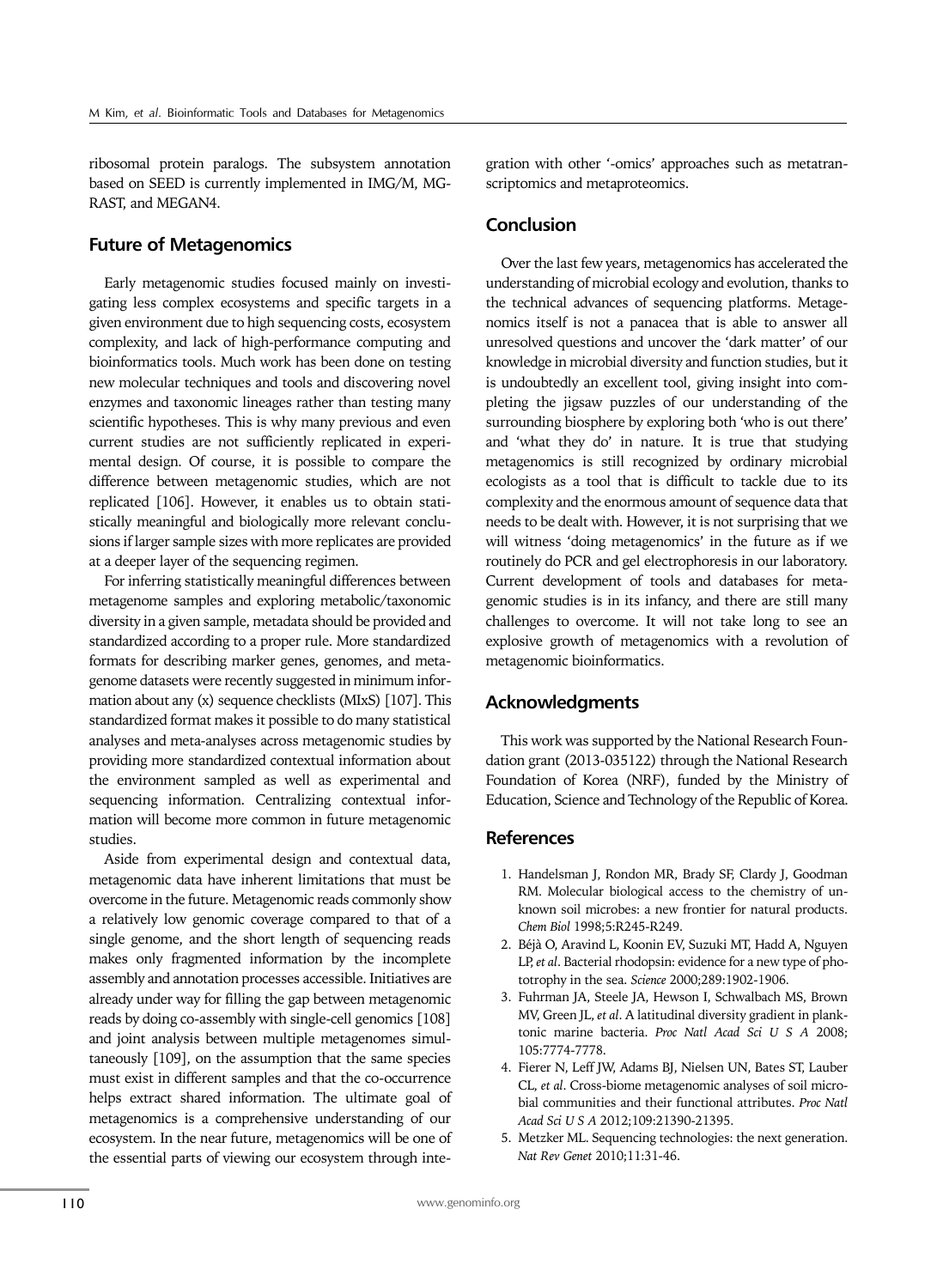ribosomal protein paralogs. The subsystem annotation based on SEED is currently implemented in IMG/M, MG-RAST, and MEGAN4.

## Future of Metagenomics

Early metagenomic studies focused mainly on investigating less complex ecosystems and specific targets in a given environment due to high sequencing costs, ecosystem complexity, and lack of high-performance computing and bioinformatics tools. Much work has been done on testing new molecular techniques and tools and discovering novel enzymes and taxonomic lineages rather than testing many scientific hypotheses. This is why many previous and even current studies are not sufficiently replicated in experimental design. Of course, it is possible to compare the difference between metagenomic studies, which are not replicated [106]. However, it enables us to obtain statistically meaningful and biologically more relevant conclusions if larger sample sizes with more replicates are provided at a deeper layer of the sequencing regimen.

For inferring statistically meaningful differences between metagenome samples and exploring metabolic/taxonomic diversity in a given sample, metadata should be provided and standardized according to a proper rule. More standardized formats for describing marker genes, genomes, and metagenome datasets were recently suggested in minimum information about any (x) sequence checklists (MIxS) [107]. This standardized format makes it possible to do many statistical analyses and meta-analyses across metagenomic studies by providing more standardized contextual information about the environment sampled as well as experimental and sequencing information. Centralizing contextual information will become more common in future metagenomic studies.

Aside from experimental design and contextual data, metagenomic data have inherent limitations that must be overcome in the future. Metagenomic reads commonly show a relatively low genomic coverage compared to that of a single genome, and the short length of sequencing reads makes only fragmented information by the incomplete assembly and annotation processes accessible. Initiatives are already under way for filling the gap between metagenomic reads by doing co-assembly with single-cell genomics [108] and joint analysis between multiple metagenomes simultaneously [109], on the assumption that the same species must exist in different samples and that the co-occurrence helps extract shared information. The ultimate goal of metagenomics is a comprehensive understanding of our ecosystem. In the near future, metagenomics will be one of the essential parts of viewing our ecosystem through integration with other '-omics' approaches such as metatranscriptomics and metaproteomics.

## Conclusion

Over the last few years, metagenomics has accelerated the understanding of microbial ecology and evolution, thanks to the technical advances of sequencing platforms. Metagenomics itself is not a panacea that is able to answer all unresolved questions and uncover the 'dark matter' of our knowledge in microbial diversity and function studies, but it is undoubtedly an excellent tool, giving insight into completing the jigsaw puzzles of our understanding of the surrounding biosphere by exploring both 'who is out there' and 'what they do' in nature. It is true that studying metagenomics is still recognized by ordinary microbial ecologists as a tool that is difficult to tackle due to its complexity and the enormous amount of sequence data that needs to be dealt with. However, it is not surprising that we will witness 'doing metagenomics' in the future as if we routinely do PCR and gel electrophoresis in our laboratory. Current development of tools and databases for metagenomic studies is in its infancy, and there are still many challenges to overcome. It will not take long to see an explosive growth of metagenomics with a revolution of metagenomic bioinformatics.

## Acknowledgments

This work was supported by the National Research Foundation grant (2013-035122) through the National Research Foundation of Korea (NRF), funded by the Ministry of Education, Science and Technology of the Republic of Korea.

## References

1. Handelsman J, Rondon MR, Brady SF, Clardy J, Goodman RM. Molecular biological access to the chemistry of unknown soil microbes: a new frontier for natural products. *Chem Biol* 1998;5:R245-R249.
2. Béjà O, Aravind L, Koonin EV, Suzuki MT, Hadd A, Nguyen LP, *et al*. Bacterial rhodopsin: evidence for a new type of phototrophy in the sea. *Science* 2000;289:1902-1906.
3. Fuhrman JA, Steele JA, Hewson I, Schwalbach MS, Brown MV, Green JL, *et al*. A latitudinal diversity gradient in planktonic marine bacteria. *Proc Natl Acad Sci U S A* 2008; 105:7774-7778.
4. Fierer N, Leff JW, Adams BJ, Nielsen UN, Bates ST, Lauber CL, *et al*. Cross-biome metagenomic analyses of soil microbial communities and their functional attributes. *Proc Natl Acad Sci U S A* 2012;109:21390-21395.
5. Metzker ML. Sequencing technologies: the next generation. *Nat Rev Genet* 2010;11:31-46.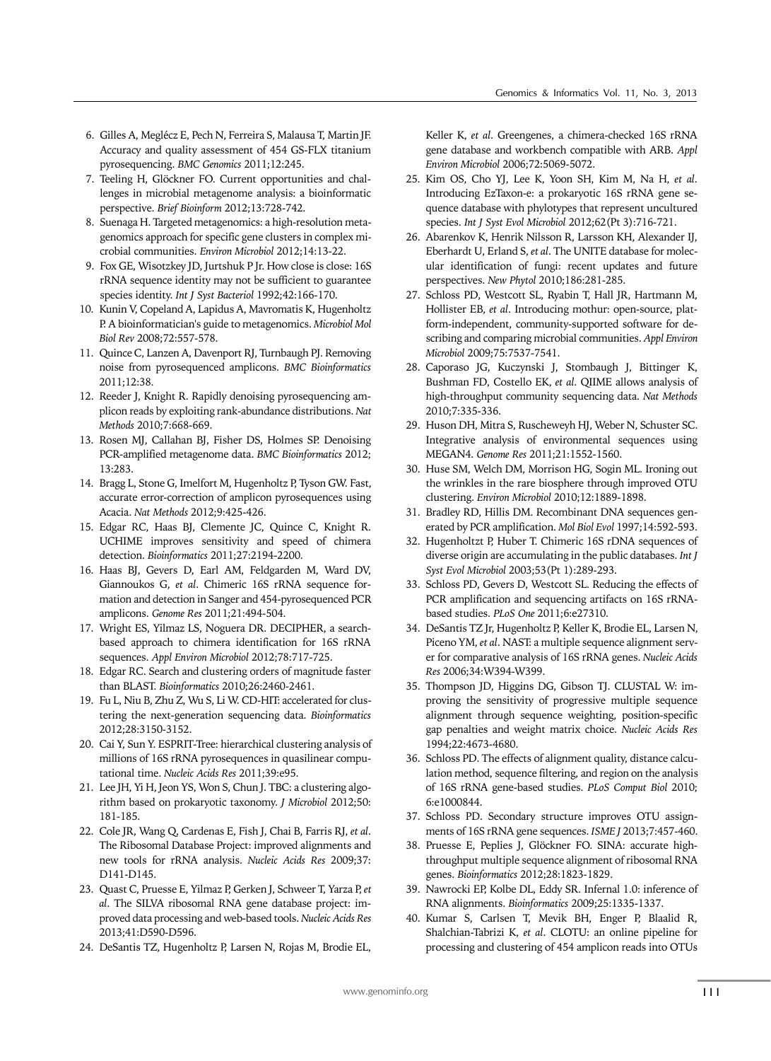6. Gilles A, Meglécz E, Pech N, Ferreira S, Malausa T, Martin JF. Accuracy and quality assessment of 454 GS-FLX titanium pyrosequencing. *BMC Genomics* 2011;12:245.
7. Teeling H, Glöckner FO. Current opportunities and challenges in microbial metagenome analysis: a bioinformatic perspective. *Brief Bioinform* 2012;13:728-742.
8. Suenaga H. Targeted metagenomics: a high-resolution metagenomics approach for specific gene clusters in complex microbial communities. *Environ Microbiol* 2012;14:13-22.
9. Fox GE, Wisotzkey JD, Jurtshuk P Jr. How close is close: 16S rRNA sequence identity may not be sufficient to guarantee species identity. *Int J Syst Bacteriol* 1992;42:166-170.
10. Kunin V, Copeland A, Lapidus A, Mavromatis K, Hugenholtz P. A bioinformatician's guide to metagenomics. *Microbiol Mol Biol Rev* 2008;72:557-578.
11. Quince C, Lanzen A, Davenport RJ, Turnbaugh PJ. Removing noise from pyrosequenced amplicons. *BMC Bioinformatics* 2011;12:38.
12. Reeder J, Knight R. Rapidly denoising pyrosequencing amplicon reads by exploiting rank-abundance distributions. *Nat Methods* 2010;7:668-669.
13. Rosen MJ, Callahan BJ, Fisher DS, Holmes SP. Denoising PCR-amplified metagenome data. *BMC Bioinformatics* 2012; 13:283.
14. Bragg L, Stone G, Imelfort M, Hugenholtz P, Tyson GW. Fast, accurate error-correction of amplicon pyrosequences using Acacia. *Nat Methods* 2012;9:425-426.
15. Edgar RC, Haas BJ, Clemente JC, Quince C, Knight R. UCHIME improves sensitivity and speed of chimera detection. *Bioinformatics* 2011;27:2194-2200.
16. Haas BJ, Gevers D, Earl AM, Feldgarden M, Ward DV, Giannoukos G, *et al*. Chimeric 16S rRNA sequence formation and detection in Sanger and 454-pyrosequenced PCR amplicons. *Genome Res* 2011;21:494-504.
17. Wright ES, Yilmaz LS, Noguera DR. DECIPHER, a search-based approach to chimera identification for 16S rRNA sequences. *Appl Environ Microbiol* 2012;78:717-725.
18. Edgar RC. Search and clustering orders of magnitude faster than BLAST. *Bioinformatics* 2010;26:2460-2461.
19. Fu L, Niu B, Zhu Z, Wu S, Li W. CD-HIT: accelerated for clustering the next-generation sequencing data. *Bioinformatics* 2012;28:3150-3152.
20. Cai Y, Sun Y. ESPRIT-Tree: hierarchical clustering analysis of millions of 16S rRNA pyrosequences in quasilinear computational time. *Nucleic Acids Res* 2011;39:e95.
21. Lee JH, Yi H, Jeon YS, Won S, Chun J. TBC: a clustering algorithm based on prokaryotic taxonomy. *J Microbiol* 2012;50: 181-185.
22. Cole JR, Wang Q, Cardenas E, Fish J, Chai B, Farris RJ, *et al*. The Ribosomal Database Project: improved alignments and new tools for rRNA analysis. *Nucleic Acids Res* 2009;37: D141-D145.
23. Quast C, Pruesse E, Yilmaz P, Gerken J, Schweer T, Yarza P, *et al*. The SILVA ribosomal RNA gene database project: improved data processing and web-based tools. *Nucleic Acids Res* 2013;41:D590-D596.
24. DeSantis TZ, Hugenholtz P, Larsen N, Rojas M, Brodie EL, Keller K, *et al*. Greengenes, a chimera-checked 16S rRNA gene database and workbench compatible with ARB. *Appl Environ Microbiol* 2006;72:5069-5072.
25. Kim OS, Cho YJ, Lee K, Yoon SH, Kim M, Na H, *et al*. Introducing EzTaxon-e: a prokaryotic 16S rRNA gene sequence database with phylotypes that represent uncultured species. *Int J Syst Evol Microbiol* 2012;62(Pt 3):716-721.
26. Abarenkov K, Henrik Nilsson R, Larsson KH, Alexander IJ, Eberhardt U, Erland S, *et al*. The UNITE database for molecular identification of fungi: recent updates and future perspectives. *New Phytol* 2010;186:281-285.
27. Schloss PD, Westcott SL, Ryabin T, Hall JR, Hartmann M, Hollister EB, *et al*. Introducing mothur: open-source, platform-independent, community-supported software for describing and comparing microbial communities. *Appl Environ Microbiol* 2009;75:7537-7541.
28. Caporaso JG, Kuczynski J, Stombaugh J, Bittinger K, Bushman FD, Costello EK, *et al*. QIIME allows analysis of high-throughput community sequencing data. *Nat Methods* 2010;7:335-336.
29. Huson DH, Mitra S, Ruscheweyh HJ, Weber N, Schuster SC. Integrative analysis of environmental sequences using MEGAN4. *Genome Res* 2011;21:1552-1560.
30. Huse SM, Welch DM, Morrison HG, Sogin ML. Ironing out the wrinkles in the rare biosphere through improved OTU clustering. *Environ Microbiol* 2010;12:1889-1898.
31. Bradley RD, Hillis DM. Recombinant DNA sequences generated by PCR amplification. *Mol Biol Evol* 1997;14:592-593.
32. Hugenholtzt P, Huber T. Chimeric 16S rDNA sequences of diverse origin are accumulating in the public databases. *Int J Syst Evol Microbiol* 2003;53(Pt 1):289-293.
33. Schloss PD, Gevers D, Westcott SL. Reducing the effects of PCR amplification and sequencing artifacts on 16S rRNA-based studies. *PLoS One* 2011;6:e27310.
34. DeSantis TZ Jr, Hugenholtz P, Keller K, Brodie EL, Larsen N, Piceno YM, *et al*. NAST: a multiple sequence alignment server for comparative analysis of 16S rRNA genes. *Nucleic Acids Res* 2006;34:W394-W399.
35. Thompson JD, Higgins DG, Gibson TJ. CLUSTAL W: improving the sensitivity of progressive multiple sequence alignment through sequence weighting, position-specific gap penalties and weight matrix choice. *Nucleic Acids Res* 1994;22:4673-4680.
36. Schloss PD. The effects of alignment quality, distance calculation method, sequence filtering, and region on the analysis of 16S rRNA gene-based studies. *PLoS Comput Biol* 2010; 6:e1000844.
37. Schloss PD. Secondary structure improves OTU assignments of 16S rRNA gene sequences. *ISME J* 2013;7:457-460.
38. Pruesse E, Peplies J, Glöckner FO. SINA: accurate high-throughput multiple sequence alignment of ribosomal RNA genes. *Bioinformatics* 2012;28:1823-1829.
39. Nawrocki EP, Kolbe DL, Eddy SR. Infernal 1.0: inference of RNA alignments. *Bioinformatics* 2009;25:1335-1337.
40. Kumar S, Carlsen T, Mevik BH, Enger P, Blaalid R, Shalchian-Tabrizi K, *et al*. CLOTU: an online pipeline for processing and clustering of 454 amplicon reads into OTUs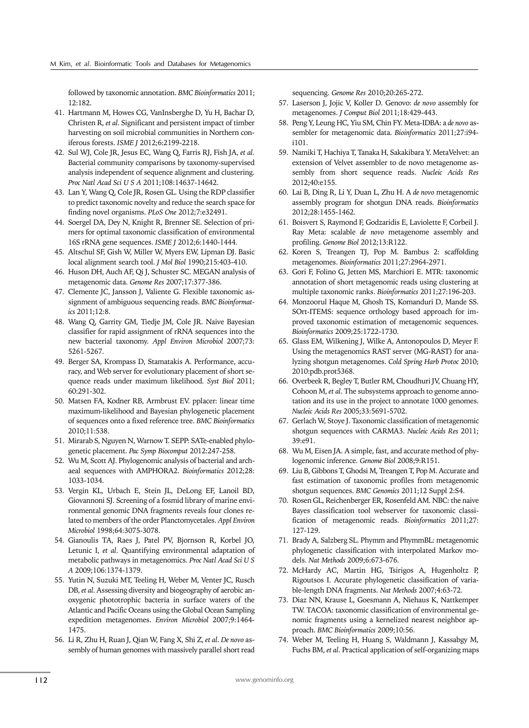followed by taxonomic annotation. *BMC Bioinformatics* 2011; 12:182.

41. Hartmann M, Howes CG, VanInsberghe D, Yu H, Bachar D, Christen R, *et al*. Significant and persistent impact of timber harvesting on soil microbial communities in Northern coniferous forests. *ISME J* 2012;6:2199-2218.
42. Sul WJ, Cole JR, Jesus EC, Wang Q, Farris RJ, Fish JA, *et al*. Bacterial community comparisons by taxonomy-supervised analysis independent of sequence alignment and clustering. *Proc Natl Acad Sci U S A* 2011;108:14637-14642.
43. Lan Y, Wang Q, Cole JR, Rosen GL. Using the RDP classifier to predict taxonomic novelty and reduce the search space for finding novel organisms. *PLoS One* 2012;7:e32491.
44. Soergel DA, Dey N, Knight R, Brenner SE. Selection of primers for optimal taxonomic classification of environmental 16S rRNA gene sequences. *ISME J* 2012;6:1440-1444.
45. Altschul SF, Gish W, Miller W, Myers EW, Lipman DJ. Basic local alignment search tool. *J Mol Biol* 1990;215:403-410.
46. Huson DH, Auch AF, Qi J, Schuster SC. MEGAN analysis of metagenomic data. *Genome Res* 2007;17:377-386.
47. Clemente JC, Jansson J, Valiente G. Flexible taxonomic assignment of ambiguous sequencing reads. *BMC Bioinformatics* 2011;12:8.
48. Wang Q, Garrity GM, Tiedje JM, Cole JR. Naive Bayesian classifier for rapid assignment of rRNA sequences into the new bacterial taxonomy. *Appl Environ Microbiol* 2007;73: 5261-5267.
49. Berger SA, Krompass D, Stamatakis A. Performance, accuracy, and Web server for evolutionary placement of short sequence reads under maximum likelihood. *Syst Biol* 2011; 60:291-302.
50. Matsen FA, Kodner RB, Armbrust EV. pplacer: linear time maximum-likelihood and Bayesian phylogenetic placement of sequences onto a fixed reference tree. *BMC Bioinformatics* 2010;11:538.
51. Mirarab S, Nguyen N, Warnow T. SEPP: SATe-enabled phylogenetic placement. *Pac Symp Biocomput* 2012:247-258.
52. Wu M, Scott AJ. Phylogenomic analysis of bacterial and archaeal sequences with AMPHORA2. *Bioinformatics* 2012;28: 1033-1034.
53. Vergin KL, Urbach E, Stein JL, DeLong EF, Lanoil BD, Giovannoni SJ. Screening of a fosmid library of marine environmental genomic DNA fragments reveals four clones related to members of the order Planctomycetales. *Appl Environ Microbiol* 1998;64:3075-3078.
54. Gianoulis TA, Raes J, Patel PV, Bjornson R, Korbel JO, Letunic I, *et al*. Quantifying environmental adaptation of metabolic pathways in metagenomics. *Proc Natl Acad Sci U S A* 2009;106:1374-1379.
55. Yutin N, Suzuki MT, Teeling H, Weber M, Venter JC, Rusch DB, *et al*. Assessing diversity and biogeography of aerobic anoxygenic phototrophic bacteria in surface waters of the Atlantic and Pacific Oceans using the Global Ocean Sampling expedition metagenomes. *Environ Microbiol* 2007;9:1464-1475.
56. Li R, Zhu H, Ruan J, Qian W, Fang X, Shi Z, *et al*. *De novo* assembly of human genomes with massively parallel short read sequencing. *Genome Res* 2010;20:265-272.
57. Laserson J, Jojic V, Koller D. Genovo: *de novo* assembly for metagenomes. *J Comput Biol* 2011;18:429-443.
58. Peng Y, Leung HC, Yiu SM, Chin FY. Meta-IDBA: a *de novo* assembler for metagenomic data. *Bioinformatics* 2011;27:i94-i101.
59. Namiki T, Hachiya T, Tanaka H, Sakakibara Y. MetaVelvet: an extension of Velvet assembler to de novo metagenome assembly from short sequence reads. *Nucleic Acids Res* 2012;40:e155.
60. Lai B, Ding R, Li Y, Duan L, Zhu H. A *de novo* metagenomic assembly program for shotgun DNA reads. *Bioinformatics* 2012;28:1455-1462.
61. Boisvert S, Raymond F, Godzaridis E, Laviolette F, Corbeil J. Ray Meta: scalable *de novo* metagenome assembly and profiling. *Genome Biol* 2012;13:R122.
62. Koren S, Treangen TJ, Pop M. Bambus 2: scaffolding metagenomes. *Bioinformatics* 2011;27:2964-2971.
63. Gori F, Folino G, Jetten MS, Marchiori E. MTR: taxonomic annotation of short metagenomic reads using clustering at multiple taxonomic ranks. *Bioinformatics* 2011;27:196-203.
64. Monzoorul Haque M, Ghosh TS, Komanduri D, Mande SS. SOrt-ITEMS: sequence orthology based approach for improved taxonomic estimation of metagenomic sequences. *Bioinformatics* 2009;25:1722-1730.
65. Glass EM, Wilkening J, Wilke A, Antonopoulos D, Meyer F. Using the metagenomics RAST server (MG-RAST) for analyzing shotgun metagenomes. *Cold Spring Harb Protoc* 2010; 2010:pdb.prot5368.
66. Overbeek R, Begley T, Butler RM, Choudhuri JV, Chuang HY, Cohoon M, *et al*. The subsystems approach to genome annotation and its use in the project to annotate 1000 genomes. *Nucleic Acids Res* 2005;33:5691-5702.
67. Gerlach W, Stoye J. Taxonomic classification of metagenomic shotgun sequences with CARMA3. *Nucleic Acids Res* 2011; 39:e91.
68. Wu M, Eisen JA. A simple, fast, and accurate method of phylogenomic inference. *Genome Biol* 2008;9:R151.
69. Liu B, Gibbons T, Ghodsi M, Treangen T, Pop M. Accurate and fast estimation of taxonomic profiles from metagenomic shotgun sequences. *BMC Genomics* 2011;12 Suppl 2:S4.
70. Rosen GL, Reichenberger ER, Rosenfeld AM. NBC: the naive Bayes classification tool webserver for taxonomic classification of metagenomic reads. *Bioinformatics* 2011;27: 127-129.
71. Brady A, Salzberg SL. Phymm and PhymmBL: metagenomic phylogenetic classification with interpolated Markov models. *Nat Methods* 2009;6:673-676.
72. McHardy AC, Martin HG, Tsirigos A, Hugenholtz P, Rigoutsos I. Accurate phylogenetic classification of variable-length DNA fragments. *Nat Methods* 2007;4:63-72.
73. Diaz NN, Krause L, Goesmann A, Niehaus K, Nattkemper TW. TACOA: taxonomic classification of environmental genomic fragments using a kernelized nearest neighbor approach. *BMC Bioinformatics* 2009;10:56.
74. Weber M, Teeling H, Huang S, Waldmann J, Kassabgy M, Fuchs BM, *et al*. Practical application of self-organizing maps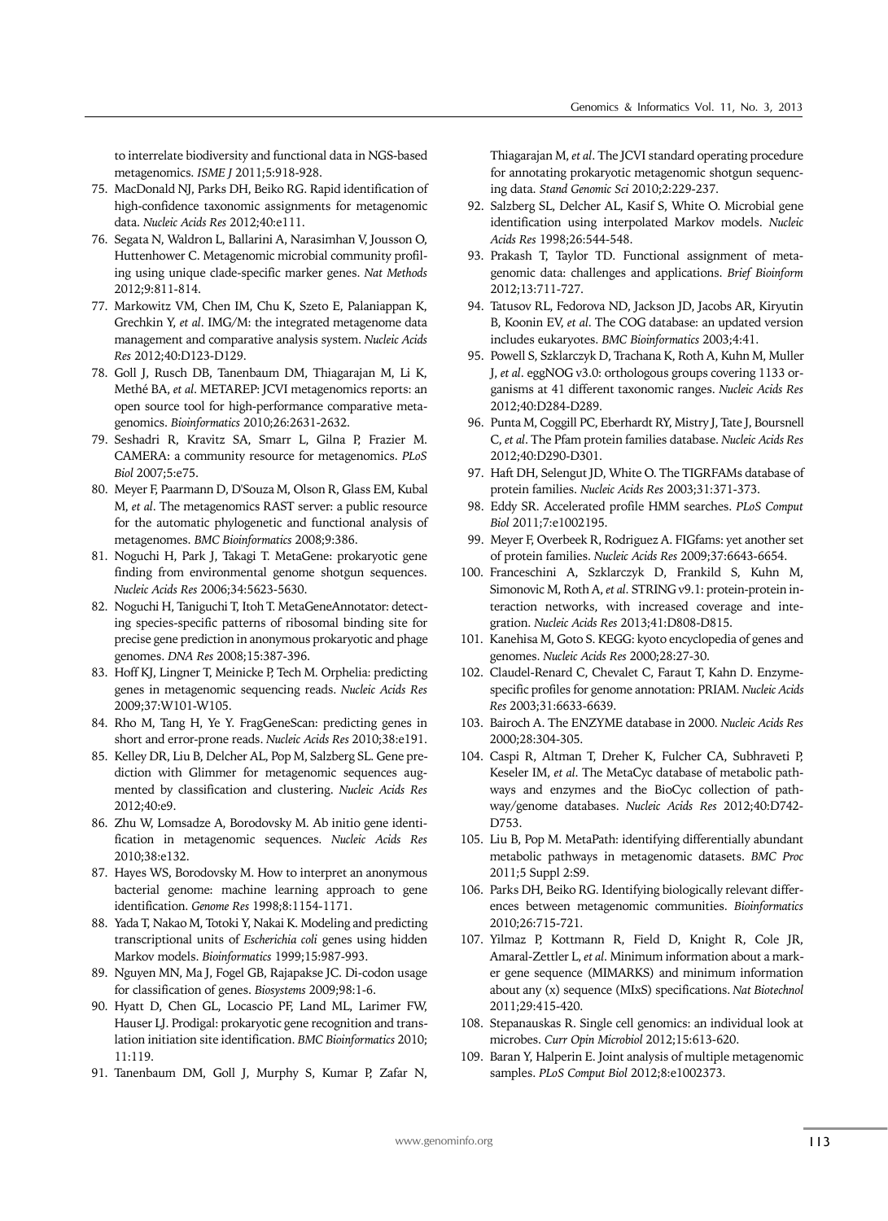to interrelate biodiversity and functional data in NGS-based metagenomics. *ISME J* 2011;5:918-928.

75. MacDonald NJ, Parks DH, Beiko RG. Rapid identification of high-confidence taxonomic assignments for metagenomic data. *Nucleic Acids Res* 2012;40:e111.
76. Segata N, Waldron L, Ballarini A, Narasimhan V, Jousson O, Huttenhower C. Metagenomic microbial community profiling using unique clade-specific marker genes. *Nat Methods* 2012;9:811-814.
77. Markowitz VM, Chen IM, Chu K, Szeto E, Palaniappan K, Grechkin Y, *et al*. IMG/M: the integrated metagenome data management and comparative analysis system. *Nucleic Acids Res* 2012;40:D123-D129.
78. Goll J, Rusch DB, Tanenbaum DM, Thiagarajan M, Li K, Methé BA, *et al*. METAREP: JCVI metagenomics reports: an open source tool for high-performance comparative metagenomics. *Bioinformatics* 2010;26:2631-2632.
79. Seshadri R, Kravitz SA, Smarr L, Gilna P, Frazier M. CAMERA: a community resource for metagenomics. *PLoS Biol* 2007;5:e75.
80. Meyer F, Paarmann D, D'Souza M, Olson R, Glass EM, Kubal M, *et al*. The metagenomics RAST server: a public resource for the automatic phylogenetic and functional analysis of metagenomes. *BMC Bioinformatics* 2008;9:386.
81. Noguchi H, Park J, Takagi T. MetaGene: prokaryotic gene finding from environmental genome shotgun sequences. *Nucleic Acids Res* 2006;34:5623-5630.
82. Noguchi H, Taniguchi T, Itoh T. MetaGeneAnnotator: detecting species-specific patterns of ribosomal binding site for precise gene prediction in anonymous prokaryotic and phage genomes. *DNA Res* 2008;15:387-396.
83. Hoff KJ, Lingner T, Meinicke P, Tech M. Orphelia: predicting genes in metagenomic sequencing reads. *Nucleic Acids Res* 2009;37:W101-W105.
84. Rho M, Tang H, Ye Y. FragGeneScan: predicting genes in short and error-prone reads. *Nucleic Acids Res* 2010;38:e191.
85. Kelley DR, Liu B, Delcher AL, Pop M, Salzberg SL. Gene prediction with Glimmer for metagenomic sequences augmented by classification and clustering. *Nucleic Acids Res* 2012;40:e9.
86. Zhu W, Lomsadze A, Borodovsky M. Ab initio gene identification in metagenomic sequences. *Nucleic Acids Res* 2010;38:e132.
87. Hayes WS, Borodovsky M. How to interpret an anonymous bacterial genome: machine learning approach to gene identification. *Genome Res* 1998;8:1154-1171.
88. Yada T, Nakao M, Totoki Y, Nakai K. Modeling and predicting transcriptional units of *Escherichia coli* genes using hidden Markov models. *Bioinformatics* 1999;15:987-993.
89. Nguyen MN, Ma J, Fogel GB, Rajapakse JC. Di-codon usage for classification of genes. *Biosystems* 2009;98:1-6.
90. Hyatt D, Chen GL, Locascio PF, Land ML, Larimer FW, Hauser LJ. Prodigal: prokaryotic gene recognition and translation initiation site identification. *BMC Bioinformatics* 2010; 11:119.
91. Tanenbaum DM, Goll J, Murphy S, Kumar P, Zafar N, Thiagarajan M, *et al*. The JCVI standard operating procedure for annotating prokaryotic metagenomic shotgun sequencing data. *Stand Genomic Sci* 2010;2:229-237.
92. Salzberg SL, Delcher AL, Kasif S, White O. Microbial gene identification using interpolated Markov models. *Nucleic Acids Res* 1998;26:544-548.
93. Prakash T, Taylor TD. Functional assignment of metagenomic data: challenges and applications. *Brief Bioinform* 2012;13:711-727.
94. Tatusov RL, Fedorova ND, Jackson JD, Jacobs AR, Kiryutin B, Koonin EV, *et al*. The COG database: an updated version includes eukaryotes. *BMC Bioinformatics* 2003;4:41.
95. Powell S, Szklarczyk D, Trachana K, Roth A, Kuhn M, Muller J, *et al*. eggNOG v3.0: orthologous groups covering 1133 organisms at 41 different taxonomic ranges. *Nucleic Acids Res* 2012;40:D284-D289.
96. Punta M, Coggill PC, Eberhardt RY, Mistry J, Tate J, Boursnell C, *et al*. The Pfam protein families database. *Nucleic Acids Res* 2012;40:D290-D301.
97. Haft DH, Selengut JD, White O. The TIGRFAMs database of protein families. *Nucleic Acids Res* 2003;31:371-373.
98. Eddy SR. Accelerated profile HMM searches. *PLoS Comput Biol* 2011;7:e1002195.
99. Meyer F, Overbeek R, Rodriguez A. FIGfams: yet another set of protein families. *Nucleic Acids Res* 2009;37:6643-6654.
100. Franceschini A, Szklarczyk D, Frankild S, Kuhn M, Simonovic M, Roth A, *et al*. STRING v9.1: protein-protein interaction networks, with increased coverage and integration. *Nucleic Acids Res* 2013;41:D808-D815.
101. Kanehisa M, Goto S. KEGG: kyoto encyclopedia of genes and genomes. *Nucleic Acids Res* 2000;28:27-30.
102. Claudel-Renard C, Chevalet C, Faraut T, Kahn D. Enzyme-specific profiles for genome annotation: PRIAM. *Nucleic Acids Res* 2003;31:6633-6639.
103. Bairoch A. The ENZYME database in 2000. *Nucleic Acids Res* 2000;28:304-305.
104. Caspi R, Altman T, Dreher K, Fulcher CA, Subhraveti P, Keseler IM, *et al*. The MetaCyc database of metabolic pathways and enzymes and the BioCyc collection of pathway/genome databases. *Nucleic Acids Res* 2012;40:D742-D753.
105. Liu B, Pop M. MetaPath: identifying differentially abundant metabolic pathways in metagenomic datasets. *BMC Proc* 2011;5 Suppl 2:S9.
106. Parks DH, Beiko RG. Identifying biologically relevant differences between metagenomic communities. *Bioinformatics* 2010;26:715-721.
107. Yilmaz P, Kottmann R, Field D, Knight R, Cole JR, Amaral-Zettler L, *et al*. Minimum information about a marker gene sequence (MIMARKS) and minimum information about any (x) sequence (MIxS) specifications. *Nat Biotechnol* 2011;29:415-420.
108. Stepanauskas R. Single cell genomics: an individual look at microbes. *Curr Opin Microbiol* 2012;15:613-620.
109. Baran Y, Halperin E. Joint analysis of multiple metagenomic samples. *PLoS Comput Biol* 2012;8:e1002373.